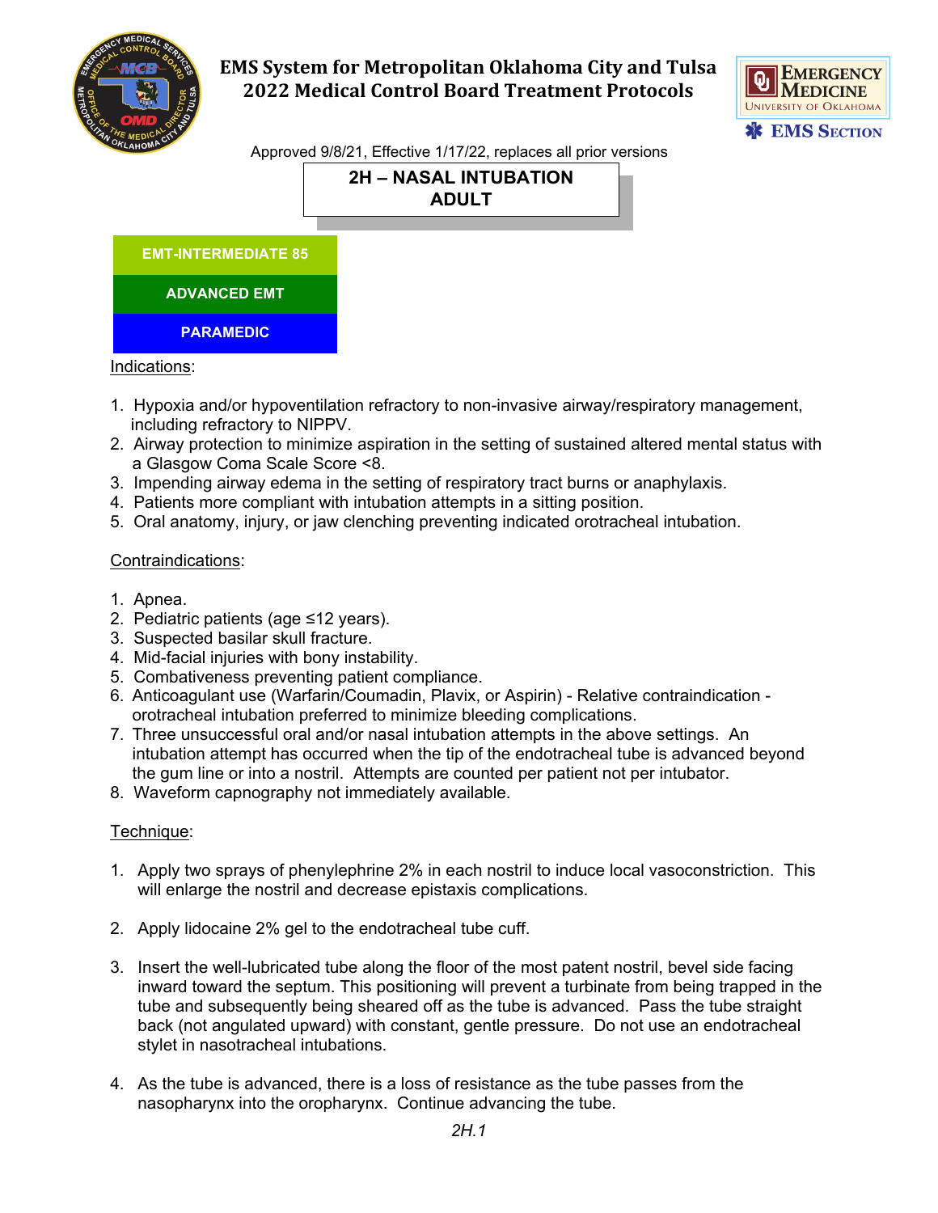# EMS System for Metropolitan Oklahoma City and Tulsa
# 2022 Medical Control Board Treatment Protocols

Approved 9/8/21, Effective 1/17/22, replaces all prior versions

## 2H – NASAL INTUBATION ADULT

**EMT-INTERMEDIATE 85**

**ADVANCED EMT**

**PARAMEDIC**

Indications:

1. Hypoxia and/or hypoventilation refractory to non-invasive airway/respiratory management, including refractory to NIPPV.
2. Airway protection to minimize aspiration in the setting of sustained altered mental status with a Glasgow Coma Scale Score <8.
3. Impending airway edema in the setting of respiratory tract burns or anaphylaxis.
4. Patients more compliant with intubation attempts in a sitting position.
5. Oral anatomy, injury, or jaw clenching preventing indicated orotracheal intubation.

Contraindications:

1. Apnea.
2. Pediatric patients (age ≤12 years).
3. Suspected basilar skull fracture.
4. Mid-facial injuries with bony instability.
5. Combativeness preventing patient compliance.
6. Anticoagulant use (Warfarin/Coumadin, Plavix, or Aspirin) - Relative contraindication - orotracheal intubation preferred to minimize bleeding complications.
7. Three unsuccessful oral and/or nasal intubation attempts in the above settings. An intubation attempt has occurred when the tip of the endotracheal tube is advanced beyond the gum line or into a nostril. Attempts are counted per patient not per intubator.
8. Waveform capnography not immediately available.

Technique:

1. Apply two sprays of phenylephrine 2% in each nostril to induce local vasoconstriction. This will enlarge the nostril and decrease epistaxis complications.

2. Apply lidocaine 2% gel to the endotracheal tube cuff.

3. Insert the well-lubricated tube along the floor of the most patent nostril, bevel side facing inward toward the septum. This positioning will prevent a turbinate from being trapped in the tube and subsequently being sheared off as the tube is advanced. Pass the tube straight back (not angulated upward) with constant, gentle pressure. Do not use an endotracheal stylet in nasotracheal intubations.

4. As the tube is advanced, there is a loss of resistance as the tube passes from the nasopharynx into the oropharynx. Continue advancing the tube.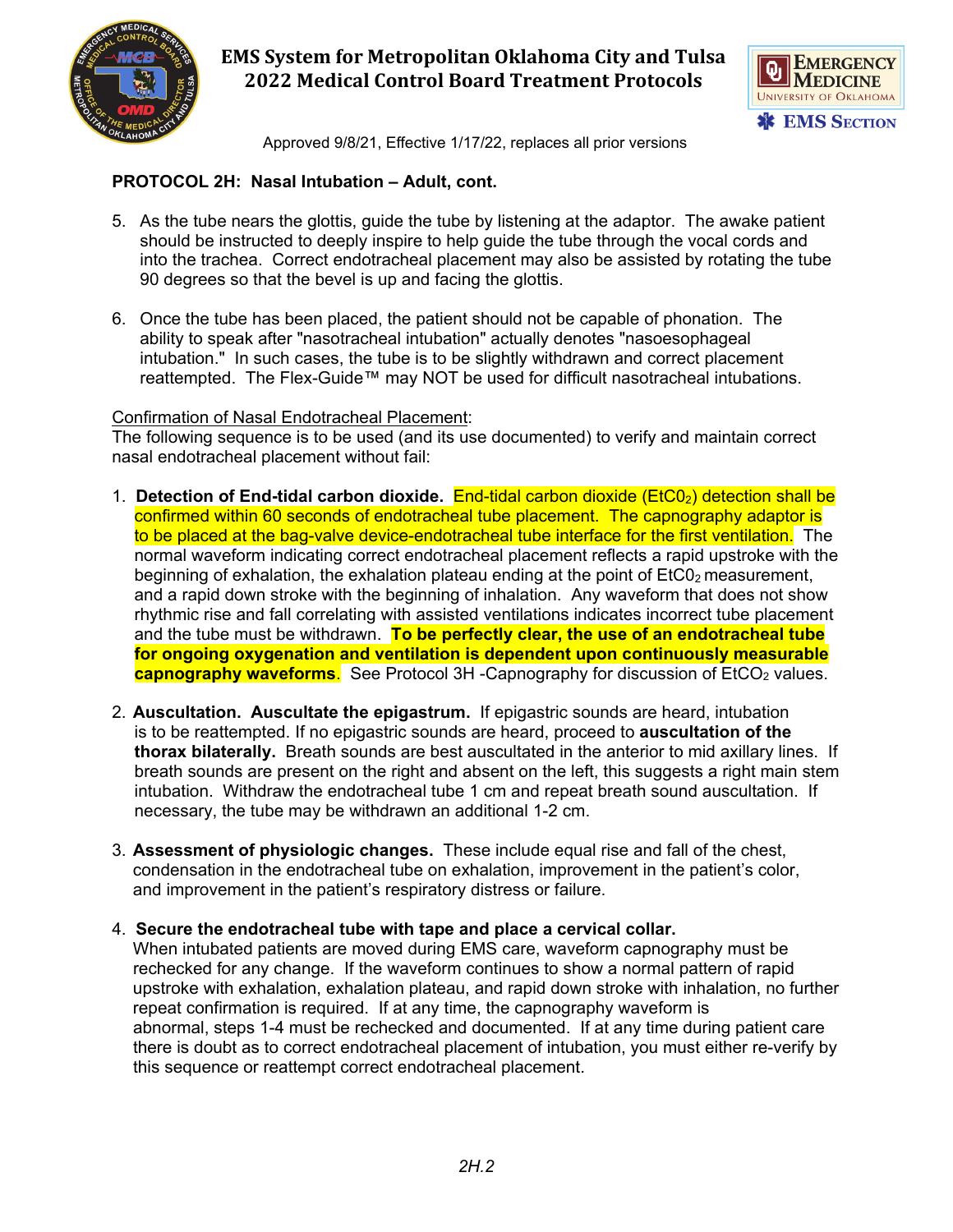## PROTOCOL 2H: Nasal Intubation – Adult, cont.

5. As the tube nears the glottis, guide the tube by listening at the adaptor. The awake patient should be instructed to deeply inspire to help guide the tube through the vocal cords and into the trachea. Correct endotracheal placement may also be assisted by rotating the tube 90 degrees so that the bevel is up and facing the glottis.

6. Once the tube has been placed, the patient should not be capable of phonation. The ability to speak after "nasotracheal intubation" actually denotes "nasoesophageal intubation." In such cases, the tube is to be slightly withdrawn and correct placement reattempted. The Flex-Guide™ may NOT be used for difficult nasotracheal intubations.

Confirmation of Nasal Endotracheal Placement:
The following sequence is to be used (and its use documented) to verify and maintain correct nasal endotracheal placement without fail:

1. **Detection of End-tidal carbon dioxide.** End-tidal carbon dioxide ($EtC0_2$) detection shall be confirmed within 60 seconds of endotracheal tube placement. The capnography adaptor is to be placed at the bag-valve device-endotracheal tube interface for the first ventilation. The normal waveform indicating correct endotracheal placement reflects a rapid upstroke with the beginning of exhalation, the exhalation plateau ending at the point of $EtC0_2$ measurement, and a rapid down stroke with the beginning of inhalation. Any waveform that does not show rhythmic rise and fall correlating with assisted ventilations indicates incorrect tube placement and the tube must be withdrawn. **To be perfectly clear, the use of an endotracheal tube for ongoing oxygenation and ventilation is dependent upon continuously measurable capnography waveforms**. See Protocol 3H -Capnography for discussion of $EtCO_2$ values.

2. **Auscultation. Auscultate the epigastrum.** If epigastric sounds are heard, intubation is to be reattempted. If no epigastric sounds are heard, proceed to **auscultation of the thorax bilaterally.** Breath sounds are best auscultated in the anterior to mid axillary lines. If breath sounds are present on the right and absent on the left, this suggests a right main stem intubation. Withdraw the endotracheal tube 1 cm and repeat breath sound auscultation. If necessary, the tube may be withdrawn an additional 1-2 cm.

3. **Assessment of physiologic changes.** These include equal rise and fall of the chest, condensation in the endotracheal tube on exhalation, improvement in the patient's color, and improvement in the patient's respiratory distress or failure.

4. **Secure the endotracheal tube with tape and place a cervical collar.**
When intubated patients are moved during EMS care, waveform capnography must be rechecked for any change. If the waveform continues to show a normal pattern of rapid upstroke with exhalation, exhalation plateau, and rapid down stroke with inhalation, no further repeat confirmation is required. If at any time, the capnography waveform is abnormal, steps 1-4 must be rechecked and documented. If at any time during patient care there is doubt as to correct endotracheal placement of intubation, you must either re-verify by this sequence or reattempt correct endotracheal placement.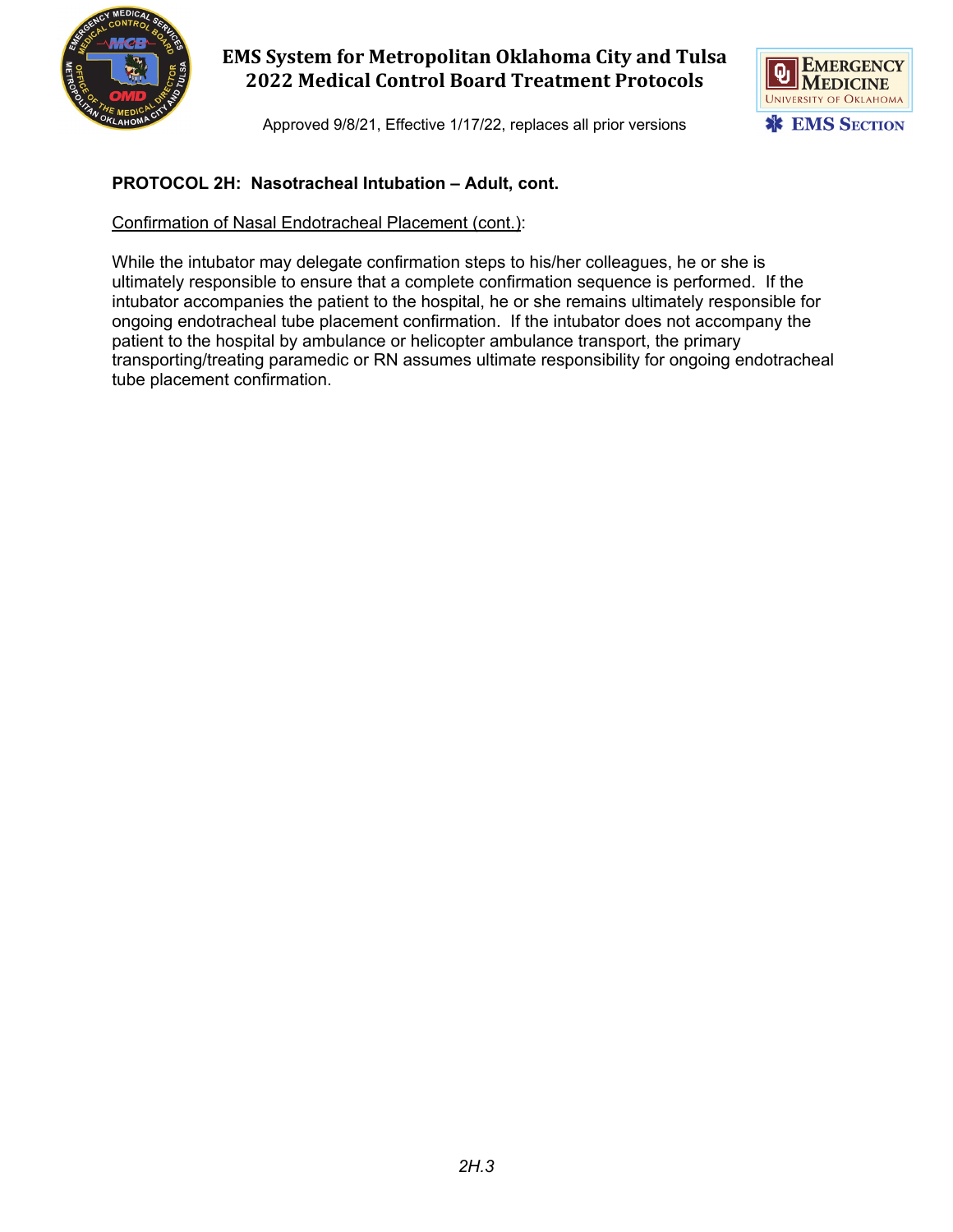## PROTOCOL 2H: Nasotracheal Intubation – Adult, cont.

Confirmation of Nasal Endotracheal Placement (cont.):

While the intubator may delegate confirmation steps to his/her colleagues, he or she is ultimately responsible to ensure that a complete confirmation sequence is performed. If the intubator accompanies the patient to the hospital, he or she remains ultimately responsible for ongoing endotracheal tube placement confirmation. If the intubator does not accompany the patient to the hospital by ambulance or helicopter ambulance transport, the primary transporting/treating paramedic or RN assumes ultimate responsibility for ongoing endotracheal tube placement confirmation.